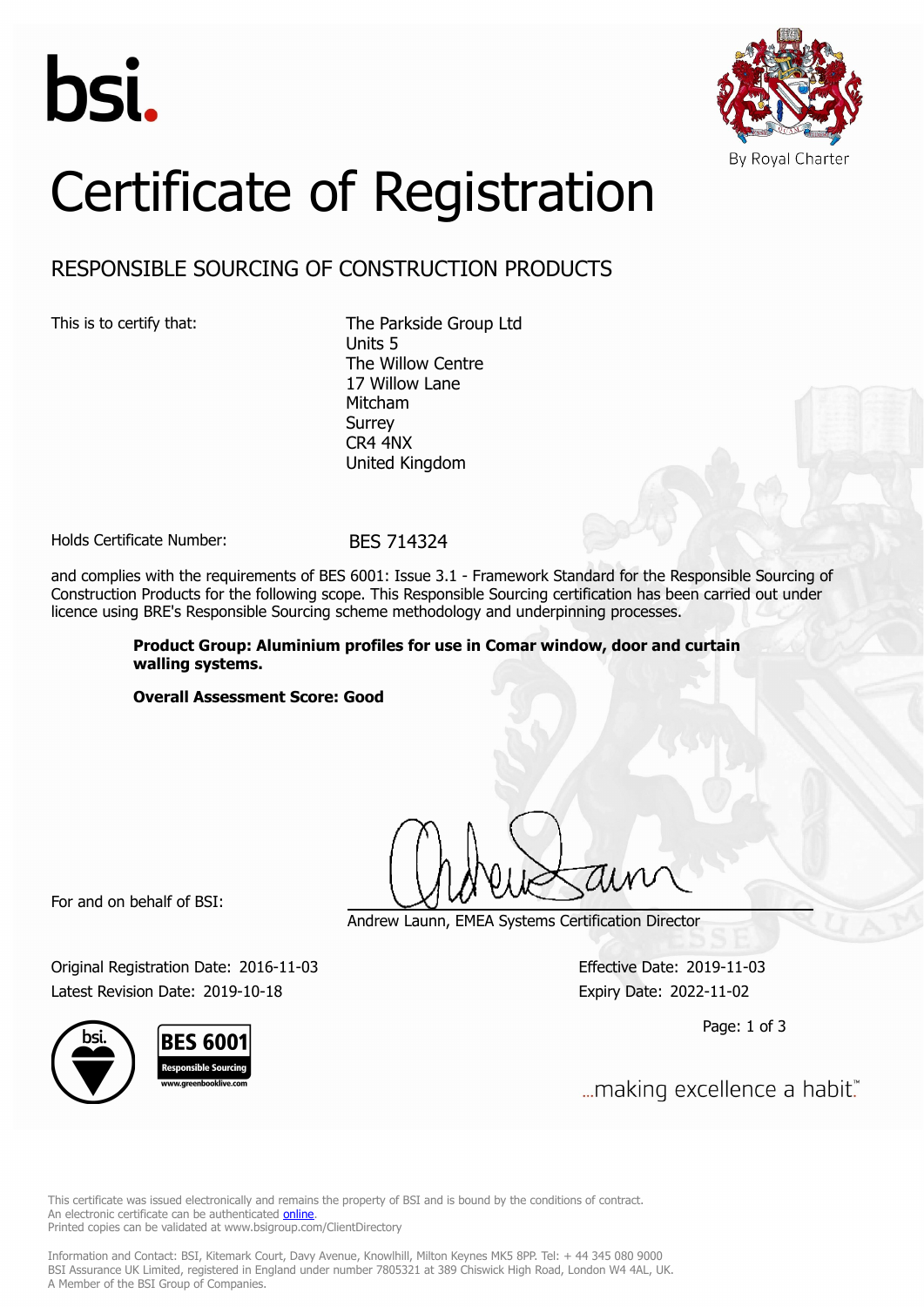bsi.

By Royal Charter

# Certificate of Registration

## RESPONSIBLE SOURCING OF CONSTRUCTION PRODUCTS

This is to certify that:

The Parkside Group Ltd
Units 5
The Willow Centre
17 Willow Lane
Mitcham
Surrey
CR4 4NX
United Kingdom

Holds Certificate Number: BES 714324

and complies with the requirements of BES 6001: Issue 3.1 - Framework Standard for the Responsible Sourcing of Construction Products for the following scope. This Responsible Sourcing certification has been carried out under licence using BRE's Responsible Sourcing scheme methodology and underpinning processes.

**Product Group: Aluminium profiles for use in Comar window, door and curtain walling systems.**

**Overall Assessment Score: Good**

For and on behalf of BSI:

Andrew Launn, EMEA Systems Certification Director

Original Registration Date: 2016-11-03
Latest Revision Date: 2019-10-18

Effective Date: 2019-11-03
Expiry Date: 2022-11-02

BES 6001 Responsible Sourcing www.greenbooklive.com

...making excellence a habit.™

This certificate was issued electronically and remains the property of BSI and is bound by the conditions of contract.
An electronic certificate can be authenticated online.
Printed copies can be validated at www.bsigroup.com/ClientDirectory

Information and Contact: BSI, Kitemark Court, Davy Avenue, Knowlhill, Milton Keynes MK5 8PP. Tel: + 44 345 080 9000
BSI Assurance UK Limited, registered in England under number 7805321 at 389 Chiswick High Road, London W4 4AL, UK.
A Member of the BSI Group of Companies.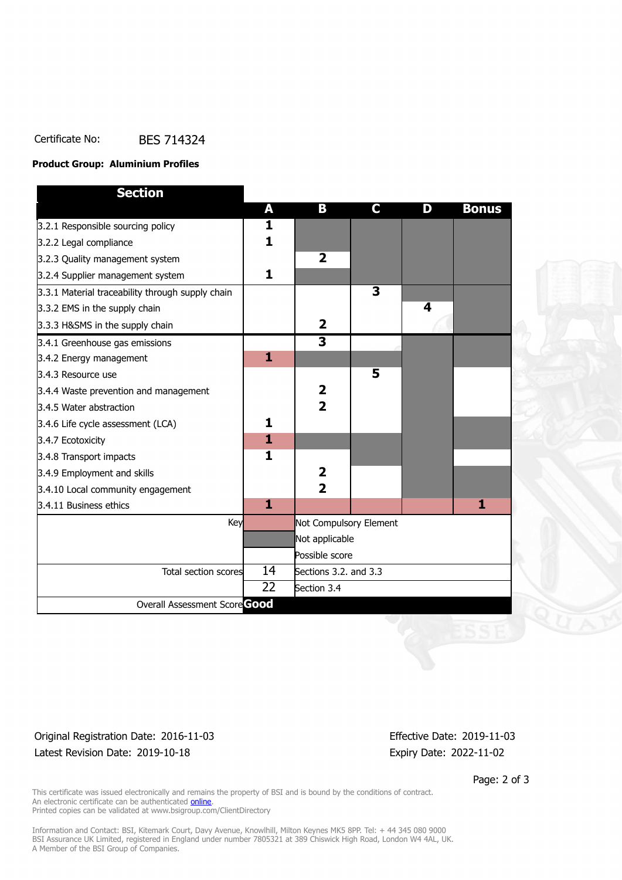Certificate No: BES 714324

**Product Group: Aluminium Profiles**

| Section | A | B | C | D | Bonus |
|---|---|---|---|---|---|
| 3.2.1 Responsible sourcing policy | 1 | | | | |
| 3.2.2 Legal compliance | 1 | | | | |
| 3.2.3 Quality management system | | 2 | | | |
| 3.2.4 Supplier management system | 1 | | | | |
| 3.3.1 Material traceability through supply chain | | | 3 | | |
| 3.3.2 EMS in the supply chain | | | | 4 | |
| 3.3.3 H&SMS in the supply chain | | 2 | | | |
| 3.4.1 Greenhouse gas emissions | | 3 | | | |
| 3.4.2 Energy management | 1 | | | | |
| 3.4.3 Resource use | | | 5 | | |
| 3.4.4 Waste prevention and management | | 2 | | | |
| 3.4.5 Water abstraction | | 2 | | | |
| 3.4.6 Life cycle assessment (LCA) | 1 | | | | |
| 3.4.7 Ecotoxicity | 1 | | | | |
| 3.4.8 Transport impacts | 1 | | | | |
| 3.4.9 Employment and skills | | 2 | | | |
| 3.4.10 Local community engagement | | 2 | | | |
| 3.4.11 Business ethics | 1 | | | | 1 |

Key:
- Not Compulsory Element
- Not applicable
- Possible score

| | | |
|---|---|---|
| Total section scores | 14 | Sections 3.2. and 3.3 |
| | 22 | Section 3.4 |
| Overall Assessment Score | **Good** | |

Original Registration Date: 2016-11-03

Latest Revision Date: 2019-10-18

Effective Date: 2019-11-03

Expiry Date: 2022-11-02

This certificate was issued electronically and remains the property of BSI and is bound by the conditions of contract.
An electronic certificate can be authenticated online.
Printed copies can be validated at www.bsigroup.com/ClientDirectory

Information and Contact: BSI, Kitemark Court, Davy Avenue, Knowlhill, Milton Keynes MK5 8PP. Tel: + 44 345 080 9000
BSI Assurance UK Limited, registered in England under number 7805321 at 389 Chiswick High Road, London W4 4AL, UK.
A Member of the BSI Group of Companies.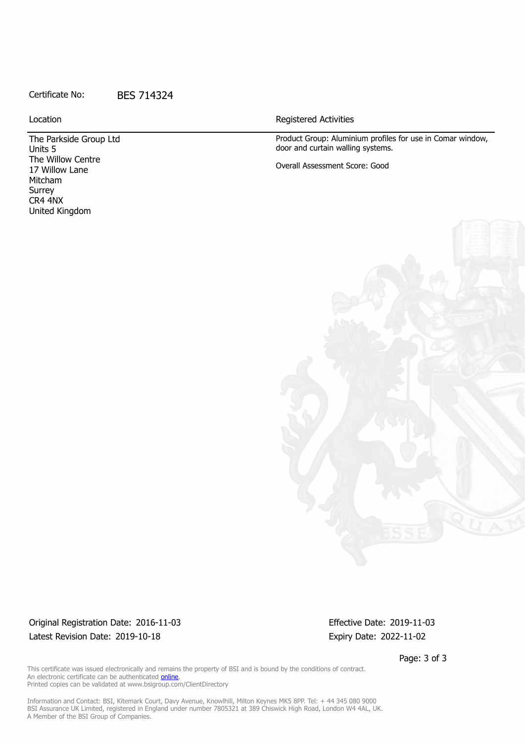Certificate No: BES 714324

| Location | Registered Activities |
| --- | --- |
| The Parkside Group Ltd<br>Units 5<br>The Willow Centre<br>17 Willow Lane<br>Mitcham<br>Surrey<br>CR4 4NX<br>United Kingdom | Product Group: Aluminium profiles for use in Comar window, door and curtain walling systems.<br><br>Overall Assessment Score: Good |

Original Registration Date: 2016-11-03

Latest Revision Date: 2019-10-18

Effective Date: 2019-11-03

Expiry Date: 2022-11-02

This certificate was issued electronically and remains the property of BSI and is bound by the conditions of contract.
An electronic certificate can be authenticated online.
Printed copies can be validated at www.bsigroup.com/ClientDirectory

Information and Contact: BSI, Kitemark Court, Davy Avenue, Knowlhill, Milton Keynes MK5 8PP. Tel: + 44 345 080 9000
BSI Assurance UK Limited, registered in England under number 7805321 at 389 Chiswick High Road, London W4 4AL, UK.
A Member of the BSI Group of Companies.